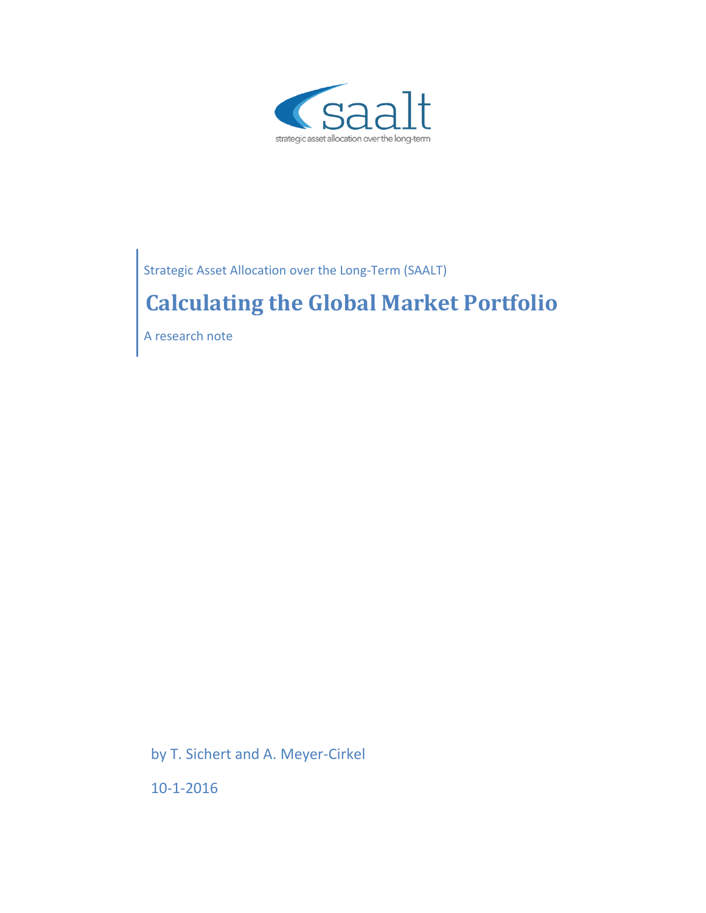saalt

strategic asset allocation over the long-term

Strategic Asset Allocation over the Long-Term (SAALT)

# Calculating the Global Market Portfolio

A research note

by T. Sichert and A. Meyer-Cirkel

10-1-2016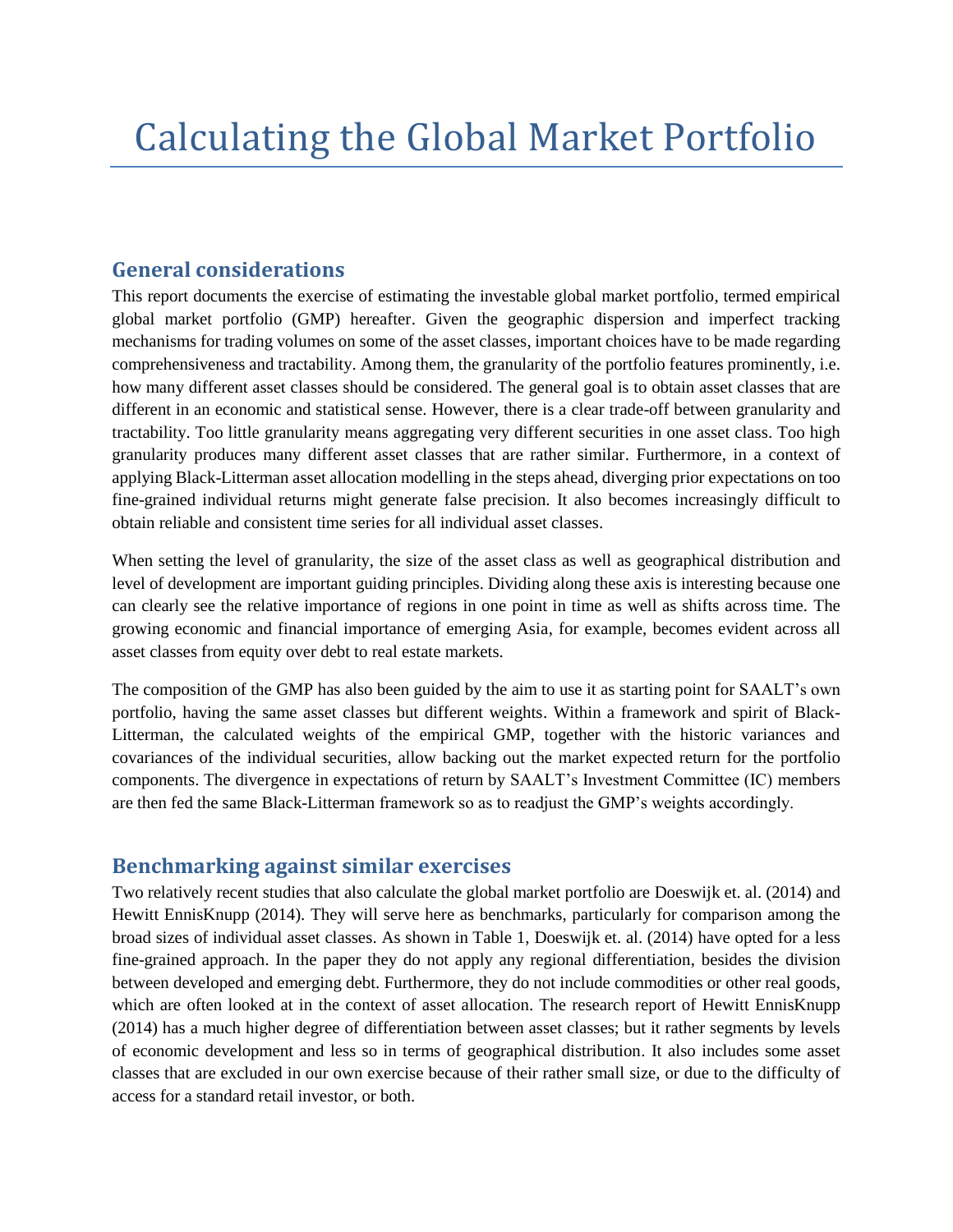# Calculating the Global Market Portfolio

## General considerations

This report documents the exercise of estimating the investable global market portfolio, termed empirical global market portfolio (GMP) hereafter. Given the geographic dispersion and imperfect tracking mechanisms for trading volumes on some of the asset classes, important choices have to be made regarding comprehensiveness and tractability. Among them, the granularity of the portfolio features prominently, i.e. how many different asset classes should be considered. The general goal is to obtain asset classes that are different in an economic and statistical sense. However, there is a clear trade-off between granularity and tractability. Too little granularity means aggregating very different securities in one asset class. Too high granularity produces many different asset classes that are rather similar. Furthermore, in a context of applying Black-Litterman asset allocation modelling in the steps ahead, diverging prior expectations on too fine-grained individual returns might generate false precision. It also becomes increasingly difficult to obtain reliable and consistent time series for all individual asset classes.

When setting the level of granularity, the size of the asset class as well as geographical distribution and level of development are important guiding principles. Dividing along these axis is interesting because one can clearly see the relative importance of regions in one point in time as well as shifts across time. The growing economic and financial importance of emerging Asia, for example, becomes evident across all asset classes from equity over debt to real estate markets.

The composition of the GMP has also been guided by the aim to use it as starting point for SAALT's own portfolio, having the same asset classes but different weights. Within a framework and spirit of Black-Litterman, the calculated weights of the empirical GMP, together with the historic variances and covariances of the individual securities, allow backing out the market expected return for the portfolio components. The divergence in expectations of return by SAALT's Investment Committee (IC) members are then fed the same Black-Litterman framework so as to readjust the GMP's weights accordingly.

## Benchmarking against similar exercises

Two relatively recent studies that also calculate the global market portfolio are Doeswijk et. al. (2014) and Hewitt EnnisKnupp (2014). They will serve here as benchmarks, particularly for comparison among the broad sizes of individual asset classes. As shown in Table 1, Doeswijk et. al. (2014) have opted for a less fine-grained approach. In the paper they do not apply any regional differentiation, besides the division between developed and emerging debt. Furthermore, they do not include commodities or other real goods, which are often looked at in the context of asset allocation. The research report of Hewitt EnnisKnupp (2014) has a much higher degree of differentiation between asset classes; but it rather segments by levels of economic development and less so in terms of geographical distribution. It also includes some asset classes that are excluded in our own exercise because of their rather small size, or due to the difficulty of access for a standard retail investor, or both.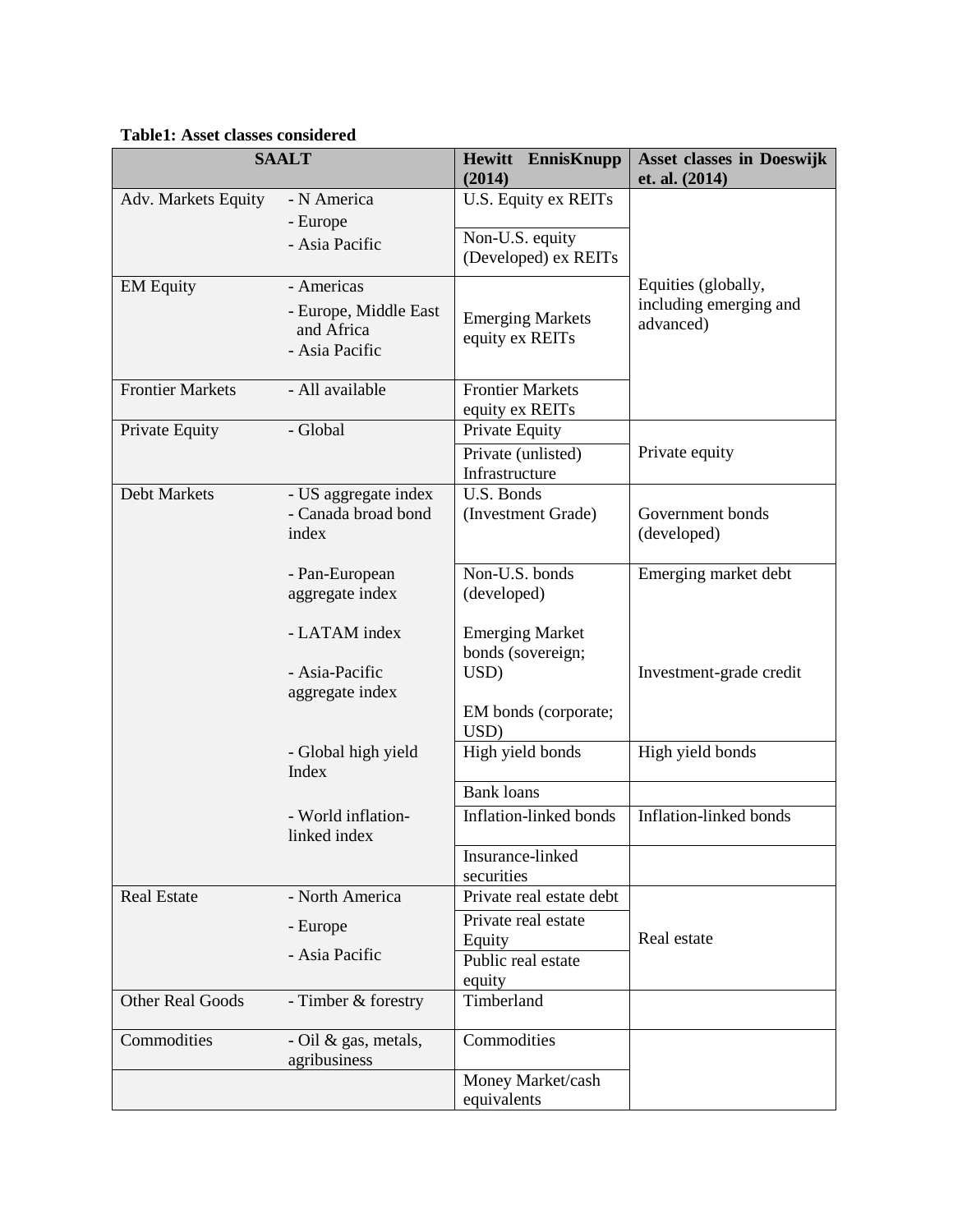**Table1: Asset classes considered**

| SAALT | | Hewitt EnnisKnupp (2014) | Asset classes in Doeswijk et. al. (2014) |
|---|---|---|---|
| Adv. Markets Equity | - N America<br>- Europe<br>- Asia Pacific | U.S. Equity ex REITs | Equities (globally, including emerging and advanced) |
| | | Non-U.S. equity (Developed) ex REITs | |
| EM Equity | - Americas<br>- Europe, Middle East and Africa<br>- Asia Pacific | Emerging Markets equity ex REITs | |
| Frontier Markets | - All available | Frontier Markets equity ex REITs | |
| Private Equity | - Global | Private Equity | Private equity |
| | | Private (unlisted) Infrastructure | |
| Debt Markets | - US aggregate index<br>- Canada broad bond index | U.S. Bonds (Investment Grade) | Government bonds (developed) |
| | - Pan-European aggregate index<br>- LATAM index<br>- Asia-Pacific aggregate index | Non-U.S. bonds (developed)<br>Emerging Market bonds (sovereign; USD)<br>EM bonds (corporate; USD) | Emerging market debt<br>Investment-grade credit |
| | - Global high yield Index | High yield bonds | High yield bonds |
| | | Bank loans | |
| | - World inflation-linked index | Inflation-linked bonds | Inflation-linked bonds |
| | | Insurance-linked securities | |
| Real Estate | - North America<br>- Europe<br>- Asia Pacific | Private real estate debt | Real estate |
| | | Private real estate Equity | |
| | | Public real estate equity | |
| Other Real Goods | - Timber & forestry | Timberland | |
| Commodities | - Oil & gas, metals, agribusiness | Commodities | |
| | | Money Market/cash equivalents | |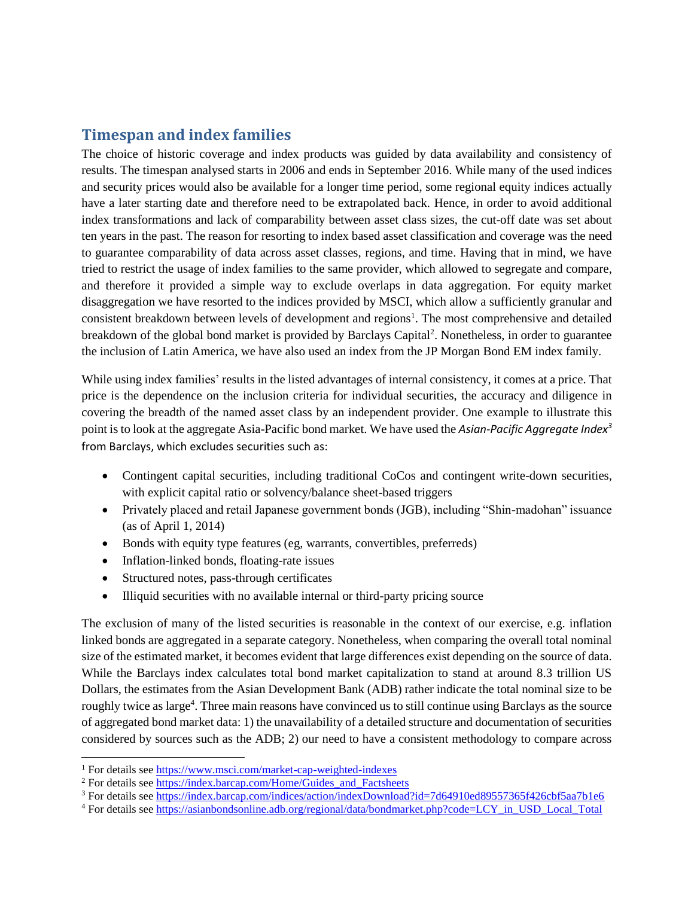## Timespan and index families

The choice of historic coverage and index products was guided by data availability and consistency of results. The timespan analysed starts in 2006 and ends in September 2016. While many of the used indices and security prices would also be available for a longer time period, some regional equity indices actually have a later starting date and therefore need to be extrapolated back. Hence, in order to avoid additional index transformations and lack of comparability between asset class sizes, the cut-off date was set about ten years in the past. The reason for resorting to index based asset classification and coverage was the need to guarantee comparability of data across asset classes, regions, and time. Having that in mind, we have tried to restrict the usage of index families to the same provider, which allowed to segregate and compare, and therefore it provided a simple way to exclude overlaps in data aggregation. For equity market disaggregation we have resorted to the indices provided by MSCI, which allow a sufficiently granular and consistent breakdown between levels of development and regions[1]. The most comprehensive and detailed breakdown of the global bond market is provided by Barclays Capital[2]. Nonetheless, in order to guarantee the inclusion of Latin America, we have also used an index from the JP Morgan Bond EM index family.

While using index families' results in the listed advantages of internal consistency, it comes at a price. That price is the dependence on the inclusion criteria for individual securities, the accuracy and diligence in covering the breadth of the named asset class by an independent provider. One example to illustrate this point is to look at the aggregate Asia-Pacific bond market. We have used the *Asian-Pacific Aggregate Index*[3] from Barclays, which excludes securities such as:

- Contingent capital securities, including traditional CoCos and contingent write-down securities, with explicit capital ratio or solvency/balance sheet-based triggers
- Privately placed and retail Japanese government bonds (JGB), including "Shin-madohan" issuance (as of April 1, 2014)
- Bonds with equity type features (eg, warrants, convertibles, preferreds)
- Inflation-linked bonds, floating-rate issues
- Structured notes, pass-through certificates
- Illiquid securities with no available internal or third-party pricing source

The exclusion of many of the listed securities is reasonable in the context of our exercise, e.g. inflation linked bonds are aggregated in a separate category. Nonetheless, when comparing the overall total nominal size of the estimated market, it becomes evident that large differences exist depending on the source of data. While the Barclays index calculates total bond market capitalization to stand at around 8.3 trillion US Dollars, the estimates from the Asian Development Bank (ADB) rather indicate the total nominal size to be roughly twice as large[4]. Three main reasons have convinced us to still continue using Barclays as the source of aggregated bond market data: 1) the unavailability of a detailed structure and documentation of securities considered by sources such as the ADB; 2) our need to have a consistent methodology to compare across

[1] For details see https://www.msci.com/market-cap-weighted-indexes

[2] For details see https://index.barcap.com/Home/Guides_and_Factsheets

[3] For details see https://index.barcap.com/indices/action/indexDownload?id=7d64910ed89557365f426cbf5aa7b1e6

[4] For details see https://asianbondsonline.adb.org/regional/data/bondmarket.php?code=LCY_in_USD_Local_Total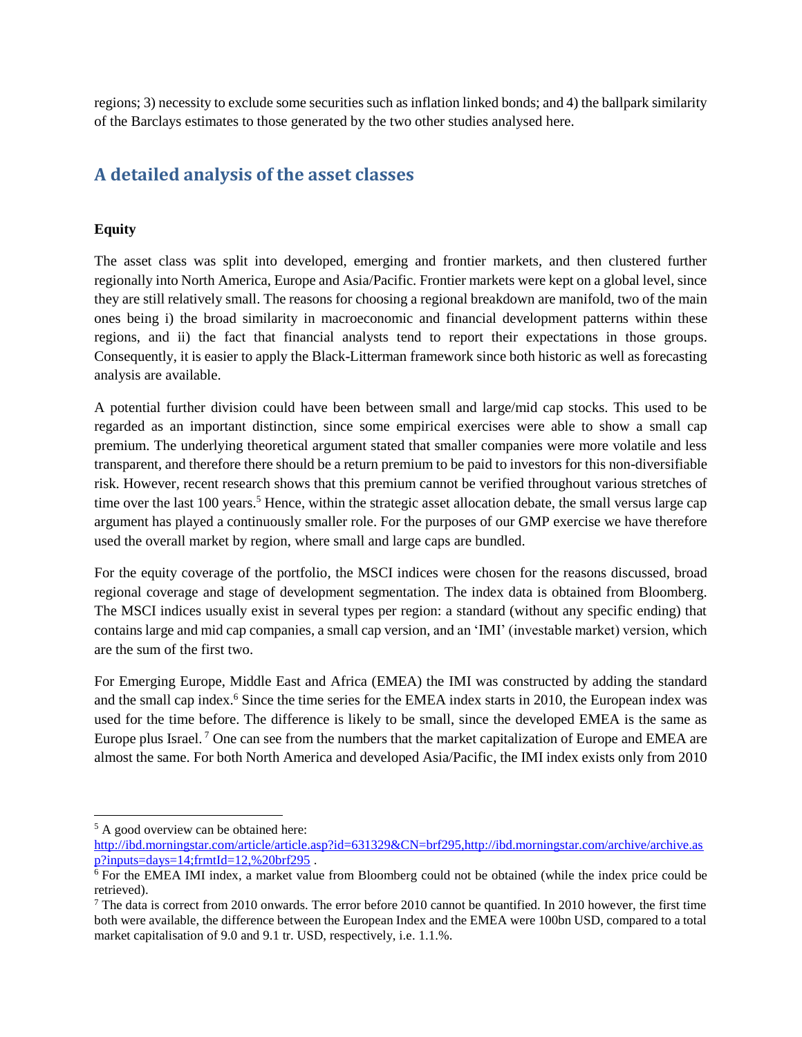regions; 3) necessity to exclude some securities such as inflation linked bonds; and 4) the ballpark similarity of the Barclays estimates to those generated by the two other studies analysed here.

## A detailed analysis of the asset classes

### Equity

The asset class was split into developed, emerging and frontier markets, and then clustered further regionally into North America, Europe and Asia/Pacific. Frontier markets were kept on a global level, since they are still relatively small. The reasons for choosing a regional breakdown are manifold, two of the main ones being i) the broad similarity in macroeconomic and financial development patterns within these regions, and ii) the fact that financial analysts tend to report their expectations in those groups. Consequently, it is easier to apply the Black-Litterman framework since both historic as well as forecasting analysis are available.

A potential further division could have been between small and large/mid cap stocks. This used to be regarded as an important distinction, since some empirical exercises were able to show a small cap premium. The underlying theoretical argument stated that smaller companies were more volatile and less transparent, and therefore there should be a return premium to be paid to investors for this non-diversifiable risk. However, recent research shows that this premium cannot be verified throughout various stretches of time over the last 100 years.[5] Hence, within the strategic asset allocation debate, the small versus large cap argument has played a continuously smaller role. For the purposes of our GMP exercise we have therefore used the overall market by region, where small and large caps are bundled.

For the equity coverage of the portfolio, the MSCI indices were chosen for the reasons discussed, broad regional coverage and stage of development segmentation. The index data is obtained from Bloomberg. The MSCI indices usually exist in several types per region: a standard (without any specific ending) that contains large and mid cap companies, a small cap version, and an 'IMI' (investable market) version, which are the sum of the first two.

For Emerging Europe, Middle East and Africa (EMEA) the IMI was constructed by adding the standard and the small cap index.[6] Since the time series for the EMEA index starts in 2010, the European index was used for the time before. The difference is likely to be small, since the developed EMEA is the same as Europe plus Israel.[7] One can see from the numbers that the market capitalization of Europe and EMEA are almost the same. For both North America and developed Asia/Pacific, the IMI index exists only from 2010

---

[5] A good overview can be obtained here: http://ibd.morningstar.com/article/article.asp?id=631329&CN=brf295,http://ibd.morningstar.com/archive/archive.asp?inputs=days=14;frmtId=12,%20brf295 .

[6] For the EMEA IMI index, a market value from Bloomberg could not be obtained (while the index price could be retrieved).

[7] The data is correct from 2010 onwards. The error before 2010 cannot be quantified. In 2010 however, the first time both were available, the difference between the European Index and the EMEA were 100bn USD, compared to a total market capitalisation of 9.0 and 9.1 tr. USD, respectively, i.e. 1.1.%.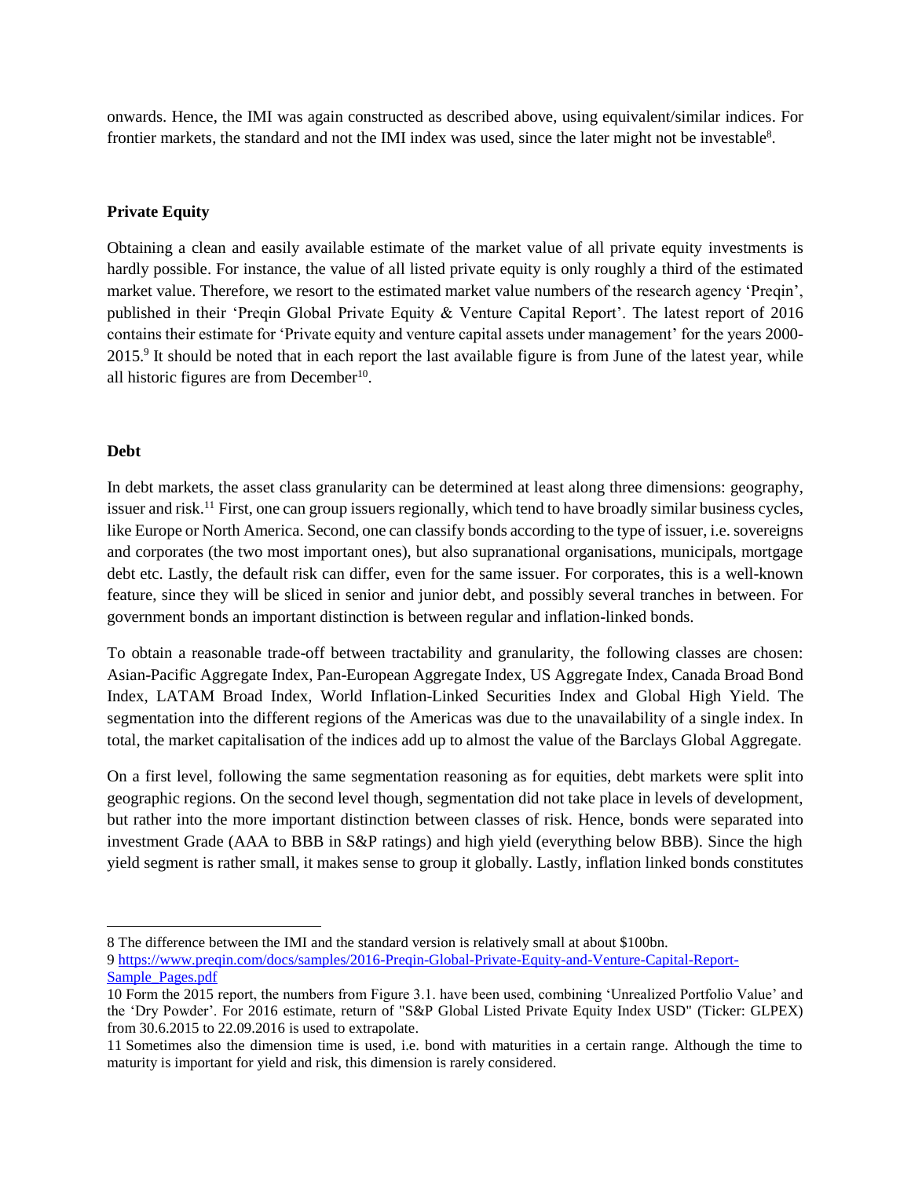onwards. Hence, the IMI was again constructed as described above, using equivalent/similar indices. For frontier markets, the standard and not the IMI index was used, since the later might not be investable[8].

## Private Equity

Obtaining a clean and easily available estimate of the market value of all private equity investments is hardly possible. For instance, the value of all listed private equity is only roughly a third of the estimated market value. Therefore, we resort to the estimated market value numbers of the research agency 'Preqin', published in their 'Preqin Global Private Equity & Venture Capital Report'. The latest report of 2016 contains their estimate for 'Private equity and venture capital assets under management' for the years 2000-2015.[9] It should be noted that in each report the last available figure is from June of the latest year, while all historic figures are from December[10].

## Debt

In debt markets, the asset class granularity can be determined at least along three dimensions: geography, issuer and risk.[11] First, one can group issuers regionally, which tend to have broadly similar business cycles, like Europe or North America. Second, one can classify bonds according to the type of issuer, i.e. sovereigns and corporates (the two most important ones), but also supranational organisations, municipals, mortgage debt etc. Lastly, the default risk can differ, even for the same issuer. For corporates, this is a well-known feature, since they will be sliced in senior and junior debt, and possibly several tranches in between. For government bonds an important distinction is between regular and inflation-linked bonds.

To obtain a reasonable trade-off between tractability and granularity, the following classes are chosen: Asian-Pacific Aggregate Index, Pan-European Aggregate Index, US Aggregate Index, Canada Broad Bond Index, LATAM Broad Index, World Inflation-Linked Securities Index and Global High Yield. The segmentation into the different regions of the Americas was due to the unavailability of a single index. In total, the market capitalisation of the indices add up to almost the value of the Barclays Global Aggregate.

On a first level, following the same segmentation reasoning as for equities, debt markets were split into geographic regions. On the second level though, segmentation did not take place in levels of development, but rather into the more important distinction between classes of risk. Hence, bonds were separated into investment Grade (AAA to BBB in S&P ratings) and high yield (everything below BBB). Since the high yield segment is rather small, it makes sense to group it globally. Lastly, inflation linked bonds constitutes

---

8 The difference between the IMI and the standard version is relatively small at about \$100bn.

9 https://www.preqin.com/docs/samples/2016-Preqin-Global-Private-Equity-and-Venture-Capital-Report-Sample_Pages.pdf

10 Form the 2015 report, the numbers from Figure 3.1. have been used, combining 'Unrealized Portfolio Value' and the 'Dry Powder'. For 2016 estimate, return of "S&P Global Listed Private Equity Index USD" (Ticker: GLPEX) from 30.6.2015 to 22.09.2016 is used to extrapolate.

11 Sometimes also the dimension time is used, i.e. bond with maturities in a certain range. Although the time to maturity is important for yield and risk, this dimension is rarely considered.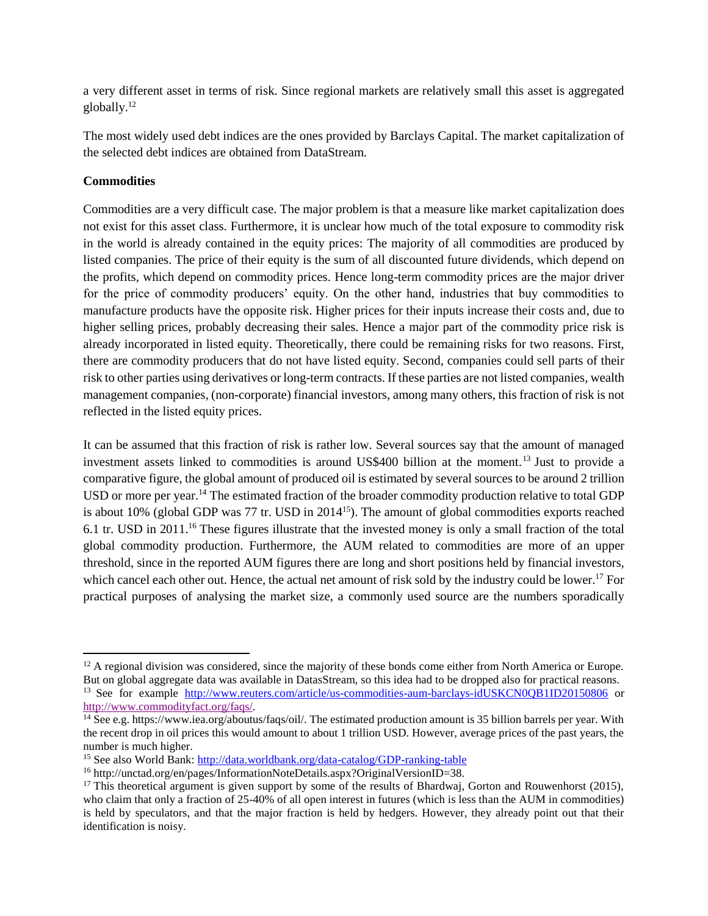a very different asset in terms of risk. Since regional markets are relatively small this asset is aggregated globally.[12]

The most widely used debt indices are the ones provided by Barclays Capital. The market capitalization of the selected debt indices are obtained from DataStream.

**Commodities**

Commodities are a very difficult case. The major problem is that a measure like market capitalization does not exist for this asset class. Furthermore, it is unclear how much of the total exposure to commodity risk in the world is already contained in the equity prices: The majority of all commodities are produced by listed companies. The price of their equity is the sum of all discounted future dividends, which depend on the profits, which depend on commodity prices. Hence long-term commodity prices are the major driver for the price of commodity producers' equity. On the other hand, industries that buy commodities to manufacture products have the opposite risk. Higher prices for their inputs increase their costs and, due to higher selling prices, probably decreasing their sales. Hence a major part of the commodity price risk is already incorporated in listed equity. Theoretically, there could be remaining risks for two reasons. First, there are commodity producers that do not have listed equity. Second, companies could sell parts of their risk to other parties using derivatives or long-term contracts. If these parties are not listed companies, wealth management companies, (non-corporate) financial investors, among many others, this fraction of risk is not reflected in the listed equity prices.

It can be assumed that this fraction of risk is rather low. Several sources say that the amount of managed investment assets linked to commodities is around US$400 billion at the moment.[13] Just to provide a comparative figure, the global amount of produced oil is estimated by several sources to be around 2 trillion USD or more per year.[14] The estimated fraction of the broader commodity production relative to total GDP is about 10% (global GDP was 77 tr. USD in 2014[15]). The amount of global commodities exports reached 6.1 tr. USD in 2011.[16] These figures illustrate that the invested money is only a small fraction of the total global commodity production. Furthermore, the AUM related to commodities are more of an upper threshold, since in the reported AUM figures there are long and short positions held by financial investors, which cancel each other out. Hence, the actual net amount of risk sold by the industry could be lower.[17] For practical purposes of analysing the market size, a commonly used source are the numbers sporadically

---

[12] A regional division was considered, since the majority of these bonds come either from North America or Europe. But on global aggregate data was available in DatasStream, so this idea had to be dropped also for practical reasons.

[13] See for example http://www.reuters.com/article/us-commodities-aum-barclays-idUSKCN0QB1ID20150806 or http://www.commodityfact.org/faqs/.

[14] See e.g. https://www.iea.org/aboutus/faqs/oil/. The estimated production amount is 35 billion barrels per year. With the recent drop in oil prices this would amount to about 1 trillion USD. However, average prices of the past years, the number is much higher.

[15] See also World Bank: http://data.worldbank.org/data-catalog/GDP-ranking-table

[16] http://unctad.org/en/pages/InformationNoteDetails.aspx?OriginalVersionID=38.

[17] This theoretical argument is given support by some of the results of Bhardwaj, Gorton and Rouwenhorst (2015), who claim that only a fraction of 25-40% of all open interest in futures (which is less than the AUM in commodities) is held by speculators, and that the major fraction is held by hedgers. However, they already point out that their identification is noisy.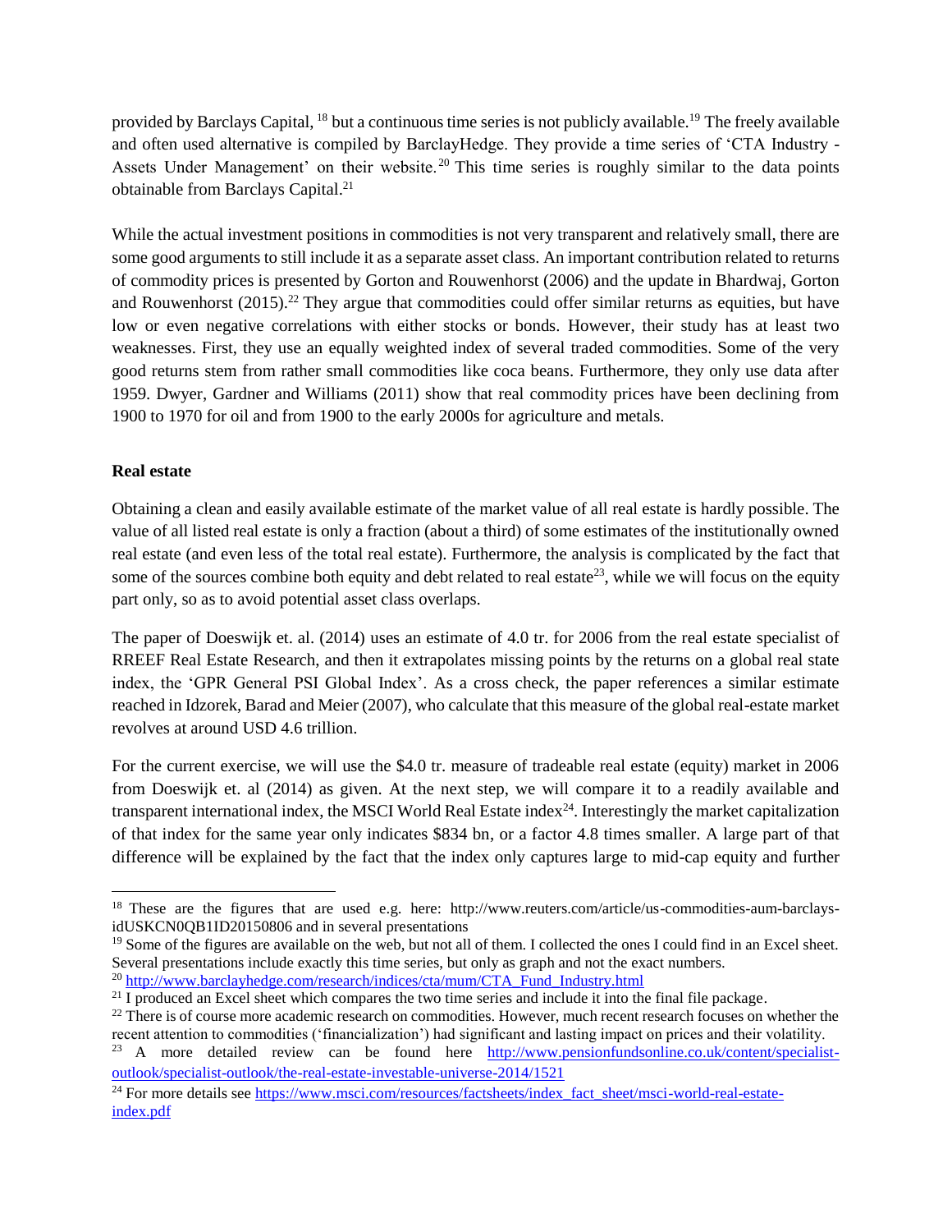provided by Barclays Capital, [18] but a continuous time series is not publicly available.[19] The freely available and often used alternative is compiled by BarclayHedge. They provide a time series of 'CTA Industry - Assets Under Management' on their website.[20] This time series is roughly similar to the data points obtainable from Barclays Capital.[21]

While the actual investment positions in commodities is not very transparent and relatively small, there are some good arguments to still include it as a separate asset class. An important contribution related to returns of commodity prices is presented by Gorton and Rouwenhorst (2006) and the update in Bhardwaj, Gorton and Rouwenhorst (2015).[22] They argue that commodities could offer similar returns as equities, but have low or even negative correlations with either stocks or bonds. However, their study has at least two weaknesses. First, they use an equally weighted index of several traded commodities. Some of the very good returns stem from rather small commodities like coca beans. Furthermore, they only use data after 1959. Dwyer, Gardner and Williams (2011) show that real commodity prices have been declining from 1900 to 1970 for oil and from 1900 to the early 2000s for agriculture and metals.

**Real estate**

Obtaining a clean and easily available estimate of the market value of all real estate is hardly possible. The value of all listed real estate is only a fraction (about a third) of some estimates of the institutionally owned real estate (and even less of the total real estate). Furthermore, the analysis is complicated by the fact that some of the sources combine both equity and debt related to real estate[23], while we will focus on the equity part only, so as to avoid potential asset class overlaps.

The paper of Doeswijk et. al. (2014) uses an estimate of 4.0 tr. for 2006 from the real estate specialist of RREEF Real Estate Research, and then it extrapolates missing points by the returns on a global real state index, the 'GPR General PSI Global Index'. As a cross check, the paper references a similar estimate reached in Idzorek, Barad and Meier (2007), who calculate that this measure of the global real-estate market revolves at around USD 4.6 trillion.

For the current exercise, we will use the $4.0 tr. measure of tradeable real estate (equity) market in 2006 from Doeswijk et. al (2014) as given. At the next step, we will compare it to a readily available and transparent international index, the MSCI World Real Estate index[24]. Interestingly the market capitalization of that index for the same year only indicates $834 bn, or a factor 4.8 times smaller. A large part of that difference will be explained by the fact that the index only captures large to mid-cap equity and further

---

[18] These are the figures that are used e.g. here: http://www.reuters.com/article/us-commodities-aum-barclays-idUSKCN0QB1ID20150806 and in several presentations

[19] Some of the figures are available on the web, but not all of them. I collected the ones I could find in an Excel sheet. Several presentations include exactly this time series, but only as graph and not the exact numbers.

[20] http://www.barclayhedge.com/research/indices/cta/mum/CTA_Fund_Industry.html

[21] I produced an Excel sheet which compares the two time series and include it into the final file package.

[22] There is of course more academic research on commodities. However, much recent research focuses on whether the recent attention to commodities ('financialization') had significant and lasting impact on prices and their volatility.

[23] A more detailed review can be found here http://www.pensionfundsonline.co.uk/content/specialist-outlook/specialist-outlook/the-real-estate-investable-universe-2014/1521

[24] For more details see https://www.msci.com/resources/factsheets/index_fact_sheet/msci-world-real-estate-index.pdf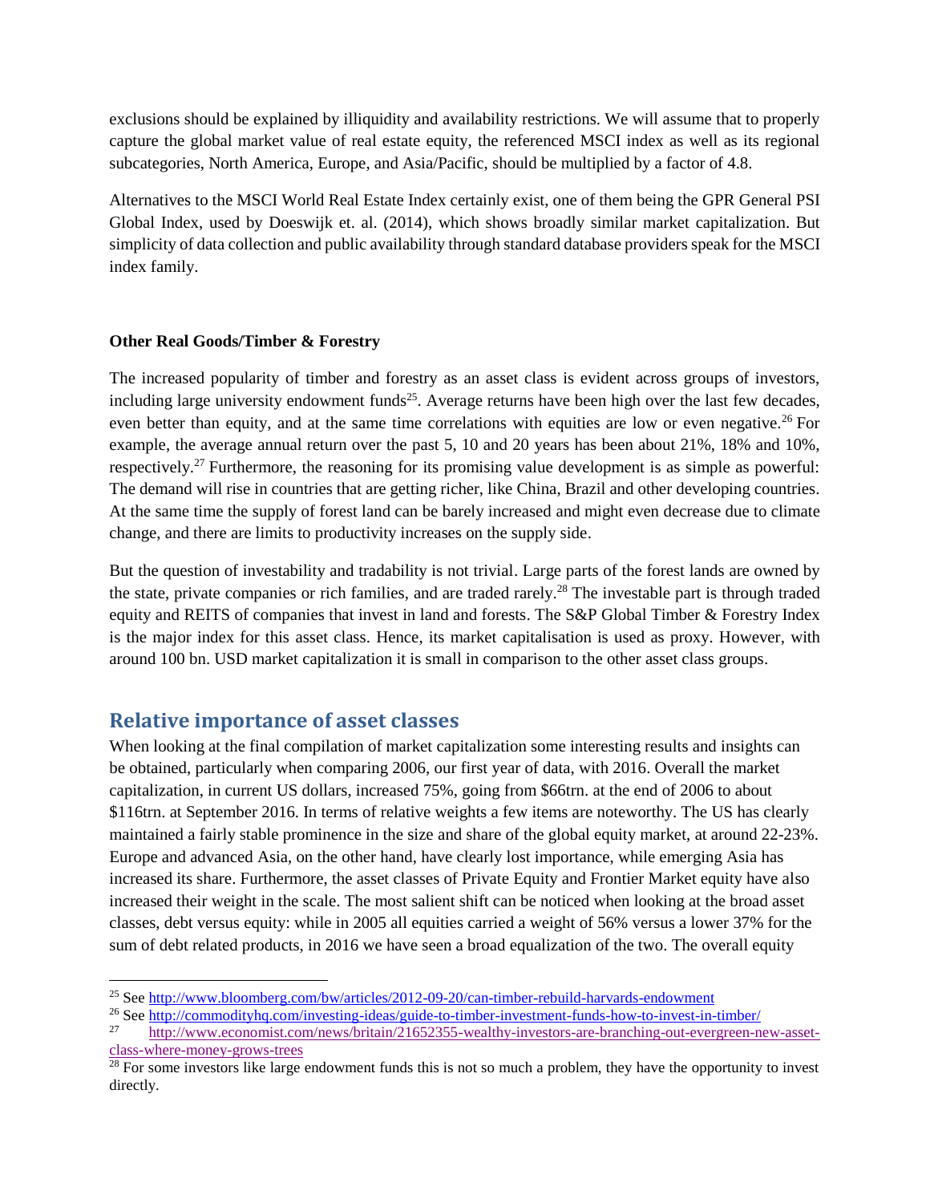exclusions should be explained by illiquidity and availability restrictions. We will assume that to properly capture the global market value of real estate equity, the referenced MSCI index as well as its regional subcategories, North America, Europe, and Asia/Pacific, should be multiplied by a factor of 4.8.

Alternatives to the MSCI World Real Estate Index certainly exist, one of them being the GPR General PSI Global Index, used by Doeswijk et. al. (2014), which shows broadly similar market capitalization. But simplicity of data collection and public availability through standard database providers speak for the MSCI index family.

**Other Real Goods/Timber & Forestry**

The increased popularity of timber and forestry as an asset class is evident across groups of investors, including large university endowment funds[25]. Average returns have been high over the last few decades, even better than equity, and at the same time correlations with equities are low or even negative.[26] For example, the average annual return over the past 5, 10 and 20 years has been about 21%, 18% and 10%, respectively.[27] Furthermore, the reasoning for its promising value development is as simple as powerful: The demand will rise in countries that are getting richer, like China, Brazil and other developing countries. At the same time the supply of forest land can be barely increased and might even decrease due to climate change, and there are limits to productivity increases on the supply side.

But the question of investability and tradability is not trivial. Large parts of the forest lands are owned by the state, private companies or rich families, and are traded rarely.[28] The investable part is through traded equity and REITS of companies that invest in land and forests. The S&P Global Timber & Forestry Index is the major index for this asset class. Hence, its market capitalisation is used as proxy. However, with around 100 bn. USD market capitalization it is small in comparison to the other asset class groups.

## Relative importance of asset classes

When looking at the final compilation of market capitalization some interesting results and insights can be obtained, particularly when comparing 2006, our first year of data, with 2016. Overall the market capitalization, in current US dollars, increased 75%, going from $66trn. at the end of 2006 to about $116trn. at September 2016. In terms of relative weights a few items are noteworthy. The US has clearly maintained a fairly stable prominence in the size and share of the global equity market, at around 22-23%. Europe and advanced Asia, on the other hand, have clearly lost importance, while emerging Asia has increased its share. Furthermore, the asset classes of Private Equity and Frontier Market equity have also increased their weight in the scale. The most salient shift can be noticed when looking at the broad asset classes, debt versus equity: while in 2005 all equities carried a weight of 56% versus a lower 37% for the sum of debt related products, in 2016 we have seen a broad equalization of the two. The overall equity

---

[25] See http://www.bloomberg.com/bw/articles/2012-09-20/can-timber-rebuild-harvards-endowment

[26] See http://commodityhq.com/investing-ideas/guide-to-timber-investment-funds-how-to-invest-in-timber/

[27] http://www.economist.com/news/britain/21652355-wealthy-investors-are-branching-out-evergreen-new-asset-class-where-money-grows-trees

[28] For some investors like large endowment funds this is not so much a problem, they have the opportunity to invest directly.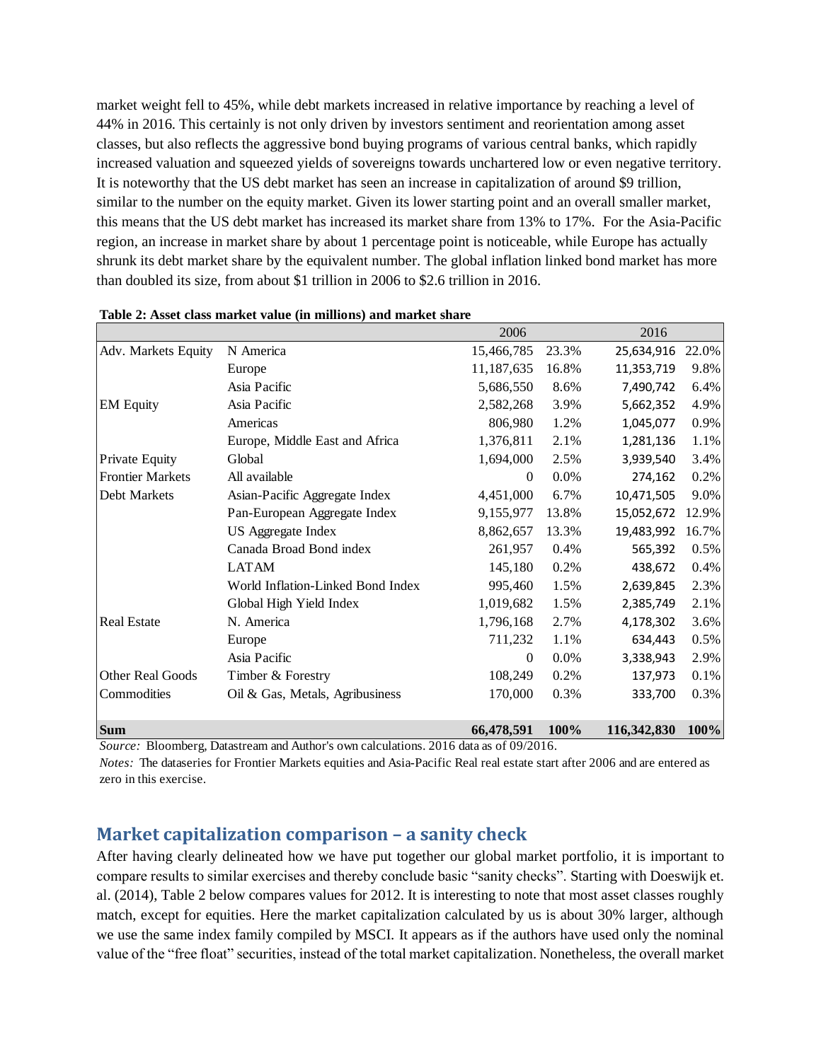market weight fell to 45%, while debt markets increased in relative importance by reaching a level of 44% in 2016. This certainly is not only driven by investors sentiment and reorientation among asset classes, but also reflects the aggressive bond buying programs of various central banks, which rapidly increased valuation and squeezed yields of sovereigns towards unchartered low or even negative territory. It is noteworthy that the US debt market has seen an increase in capitalization of around $9 trillion, similar to the number on the equity market. Given its lower starting point and an overall smaller market, this means that the US debt market has increased its market share from 13% to 17%. For the Asia-Pacific region, an increase in market share by about 1 percentage point is noticeable, while Europe has actually shrunk its debt market share by the equivalent number. The global inflation linked bond market has more than doubled its size, from about $1 trillion in 2006 to $2.6 trillion in 2016.

**Table 2: Asset class market value (in millions) and market share**

| | | 2006 | | 2016 | |
|---|---|---|---|---|---|
| Adv. Markets Equity | N America | 15,466,785 | 23.3% | 25,634,916 | 22.0% |
| | Europe | 11,187,635 | 16.8% | 11,353,719 | 9.8% |
| | Asia Pacific | 5,686,550 | 8.6% | 7,490,742 | 6.4% |
| EM Equity | Asia Pacific | 2,582,268 | 3.9% | 5,662,352 | 4.9% |
| | Americas | 806,980 | 1.2% | 1,045,077 | 0.9% |
| | Europe, Middle East and Africa | 1,376,811 | 2.1% | 1,281,136 | 1.1% |
| Private Equity | Global | 1,694,000 | 2.5% | 3,939,540 | 3.4% |
| Frontier Markets | All available | 0 | 0.0% | 274,162 | 0.2% |
| Debt Markets | Asian-Pacific Aggregate Index | 4,451,000 | 6.7% | 10,471,505 | 9.0% |
| | Pan-European Aggregate Index | 9,155,977 | 13.8% | 15,052,672 | 12.9% |
| | US Aggregate Index | 8,862,657 | 13.3% | 19,483,992 | 16.7% |
| | Canada Broad Bond index | 261,957 | 0.4% | 565,392 | 0.5% |
| | LATAM | 145,180 | 0.2% | 438,672 | 0.4% |
| | World Inflation-Linked Bond Index | 995,460 | 1.5% | 2,639,845 | 2.3% |
| | Global High Yield Index | 1,019,682 | 1.5% | 2,385,749 | 2.1% |
| Real Estate | N. America | 1,796,168 | 2.7% | 4,178,302 | 3.6% |
| | Europe | 711,232 | 1.1% | 634,443 | 0.5% |
| | Asia Pacific | 0 | 0.0% | 3,338,943 | 2.9% |
| Other Real Goods | Timber & Forestry | 108,249 | 0.2% | 137,973 | 0.1% |
| Commodities | Oil & Gas, Metals, Agribusiness | 170,000 | 0.3% | 333,700 | 0.3% |
| **Sum** | | **66,478,591** | **100%** | **116,342,830** | **100%** |

*Source:* Bloomberg, Datastream and Author's own calculations. 2016 data as of 09/2016.
*Notes:* The dataseries for Frontier Markets equities and Asia-Pacific Real real estate start after 2006 and are entered as zero in this exercise.

## Market capitalization comparison – a sanity check

After having clearly delineated how we have put together our global market portfolio, it is important to compare results to similar exercises and thereby conclude basic "sanity checks". Starting with Doeswijk et. al. (2014), Table 2 below compares values for 2012. It is interesting to note that most asset classes roughly match, except for equities. Here the market capitalization calculated by us is about 30% larger, although we use the same index family compiled by MSCI. It appears as if the authors have used only the nominal value of the "free float" securities, instead of the total market capitalization. Nonetheless, the overall market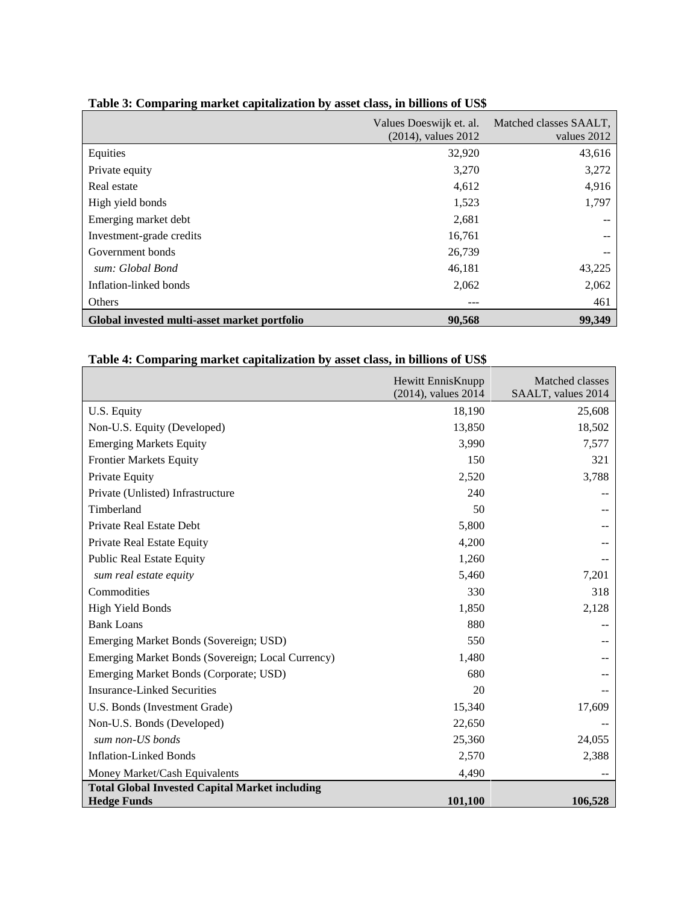**Table 3: Comparing market capitalization by asset class, in billions of US$**

| | Values Doeswijk et. al. (2014), values 2012 | Matched classes SAALT, values 2012 |
|---|---:|---:|
| Equities | 32,920 | 43,616 |
| Private equity | 3,270 | 3,272 |
| Real estate | 4,612 | 4,916 |
| High yield bonds | 1,523 | 1,797 |
| Emerging market debt | 2,681 | -- |
| Investment-grade credits | 16,761 | -- |
| Government bonds | 26,739 | -- |
| *sum: Global Bond* | 46,181 | 43,225 |
| Inflation-linked bonds | 2,062 | 2,062 |
| Others | --- | 461 |
| **Global invested multi-asset market portfolio** | **90,568** | **99,349** |

**Table 4: Comparing market capitalization by asset class, in billions of US$**

| | Hewitt EnnisKnupp (2014), values 2014 | Matched classes SAALT, values 2014 |
|---|---:|---:|
| U.S. Equity | 18,190 | 25,608 |
| Non-U.S. Equity (Developed) | 13,850 | 18,502 |
| Emerging Markets Equity | 3,990 | 7,577 |
| Frontier Markets Equity | 150 | 321 |
| Private Equity | 2,520 | 3,788 |
| Private (Unlisted) Infrastructure | 240 | -- |
| Timberland | 50 | -- |
| Private Real Estate Debt | 5,800 | -- |
| Private Real Estate Equity | 4,200 | -- |
| Public Real Estate Equity | 1,260 | -- |
| *sum real estate equity* | 5,460 | 7,201 |
| Commodities | 330 | 318 |
| High Yield Bonds | 1,850 | 2,128 |
| Bank Loans | 880 | -- |
| Emerging Market Bonds (Sovereign; USD) | 550 | -- |
| Emerging Market Bonds (Sovereign; Local Currency) | 1,480 | -- |
| Emerging Market Bonds (Corporate; USD) | 680 | -- |
| Insurance-Linked Securities | 20 | -- |
| U.S. Bonds (Investment Grade) | 15,340 | 17,609 |
| Non-U.S. Bonds (Developed) | 22,650 | -- |
| *sum non-US bonds* | 25,360 | 24,055 |
| Inflation-Linked Bonds | 2,570 | 2,388 |
| Money Market/Cash Equivalents | 4,490 | -- |
| **Total Global Invested Capital Market including Hedge Funds** | **101,100** | **106,528** |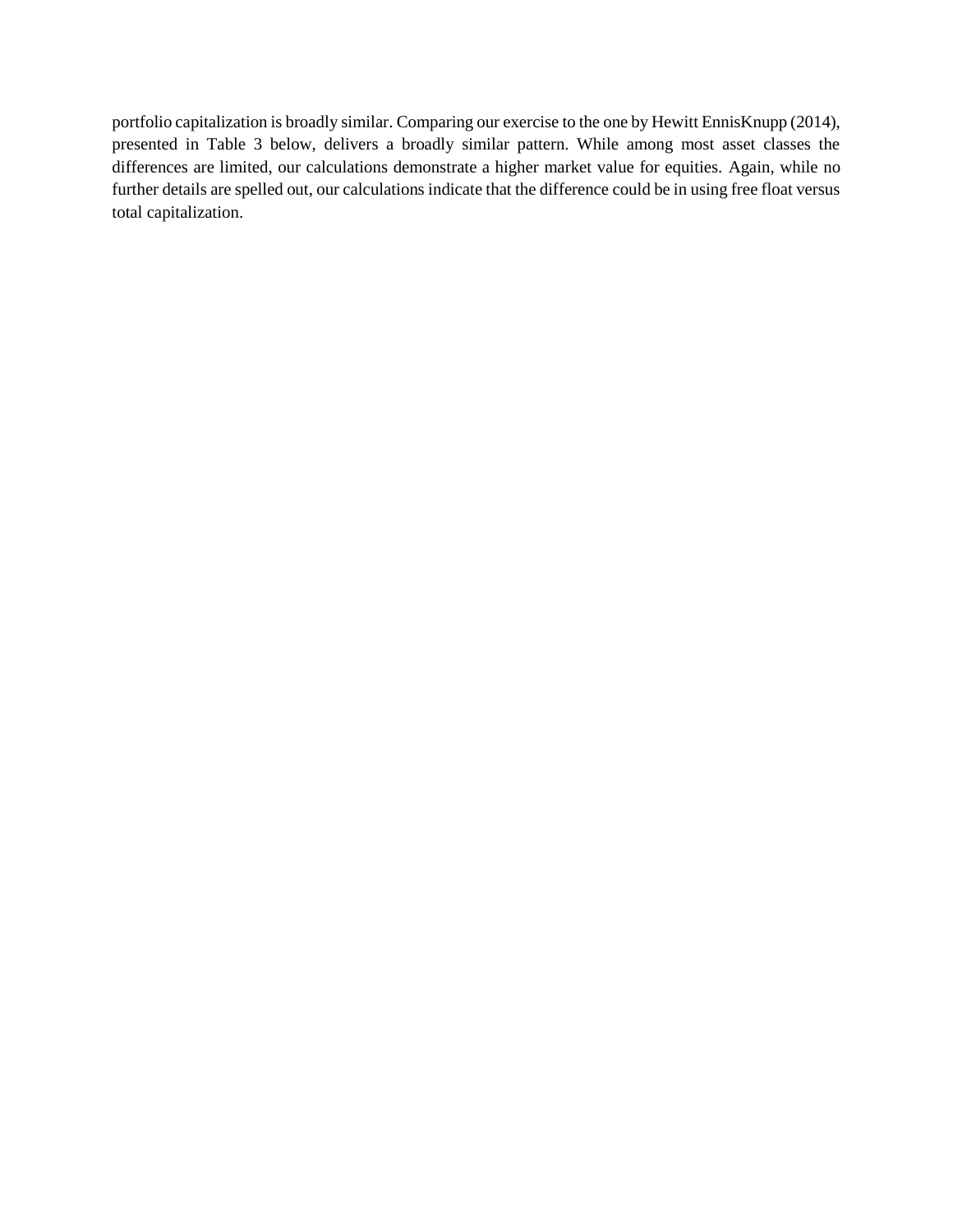portfolio capitalization is broadly similar. Comparing our exercise to the one by Hewitt EnnisKnupp (2014), presented in Table 3 below, delivers a broadly similar pattern. While among most asset classes the differences are limited, our calculations demonstrate a higher market value for equities. Again, while no further details are spelled out, our calculations indicate that the difference could be in using free float versus total capitalization.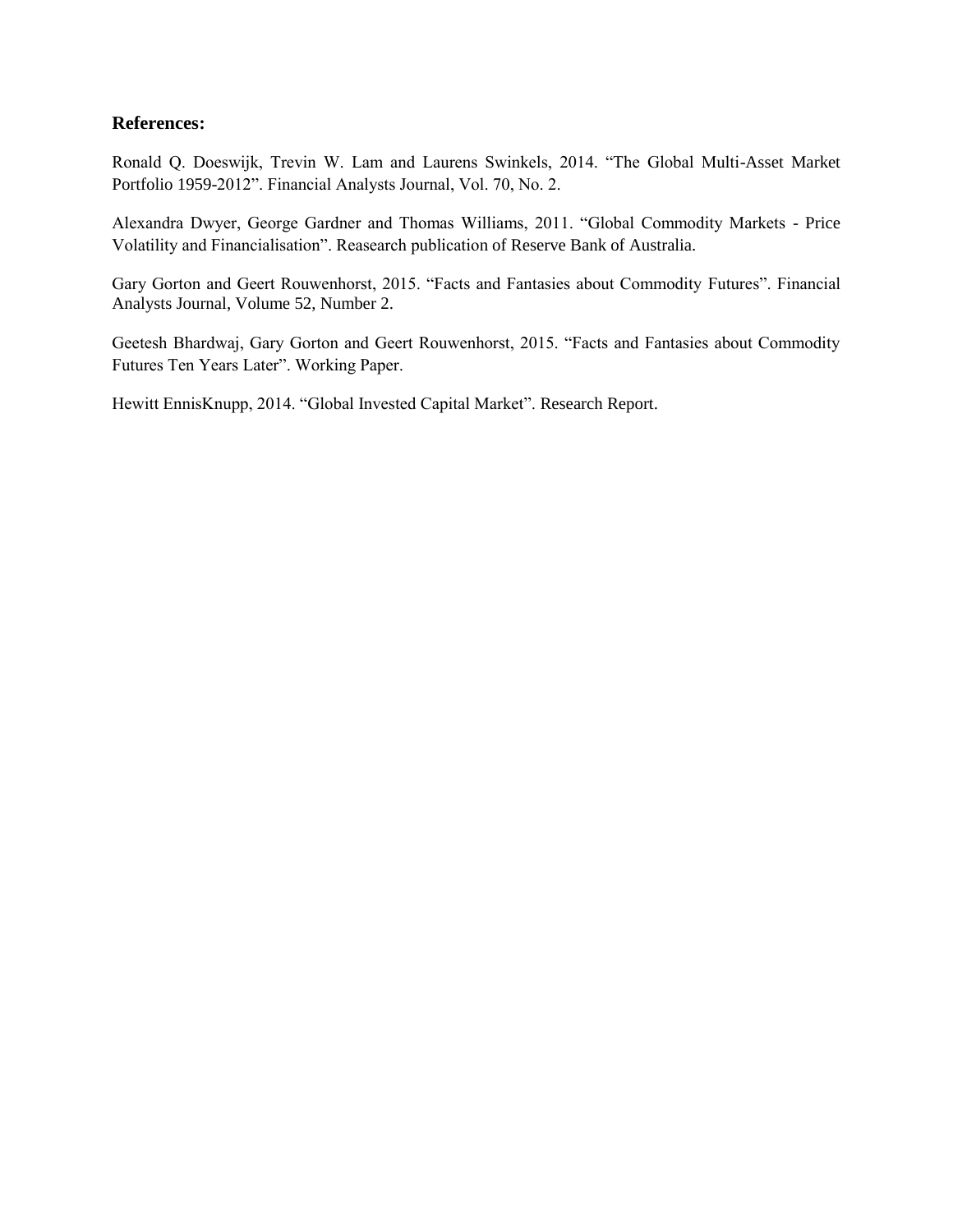### References:

Ronald Q. Doeswijk, Trevin W. Lam and Laurens Swinkels, 2014. “The Global Multi-Asset Market Portfolio 1959-2012”. Financial Analysts Journal, Vol. 70, No. 2.

Alexandra Dwyer, George Gardner and Thomas Williams, 2011. “Global Commodity Markets - Price Volatility and Financialisation”. Reasearch publication of Reserve Bank of Australia.

Gary Gorton and Geert Rouwenhorst, 2015. “Facts and Fantasies about Commodity Futures”. Financial Analysts Journal, Volume 52, Number 2.

Geetesh Bhardwaj, Gary Gorton and Geert Rouwenhorst, 2015. “Facts and Fantasies about Commodity Futures Ten Years Later”. Working Paper.

Hewitt EnnisKnupp, 2014. “Global Invested Capital Market”. Research Report.